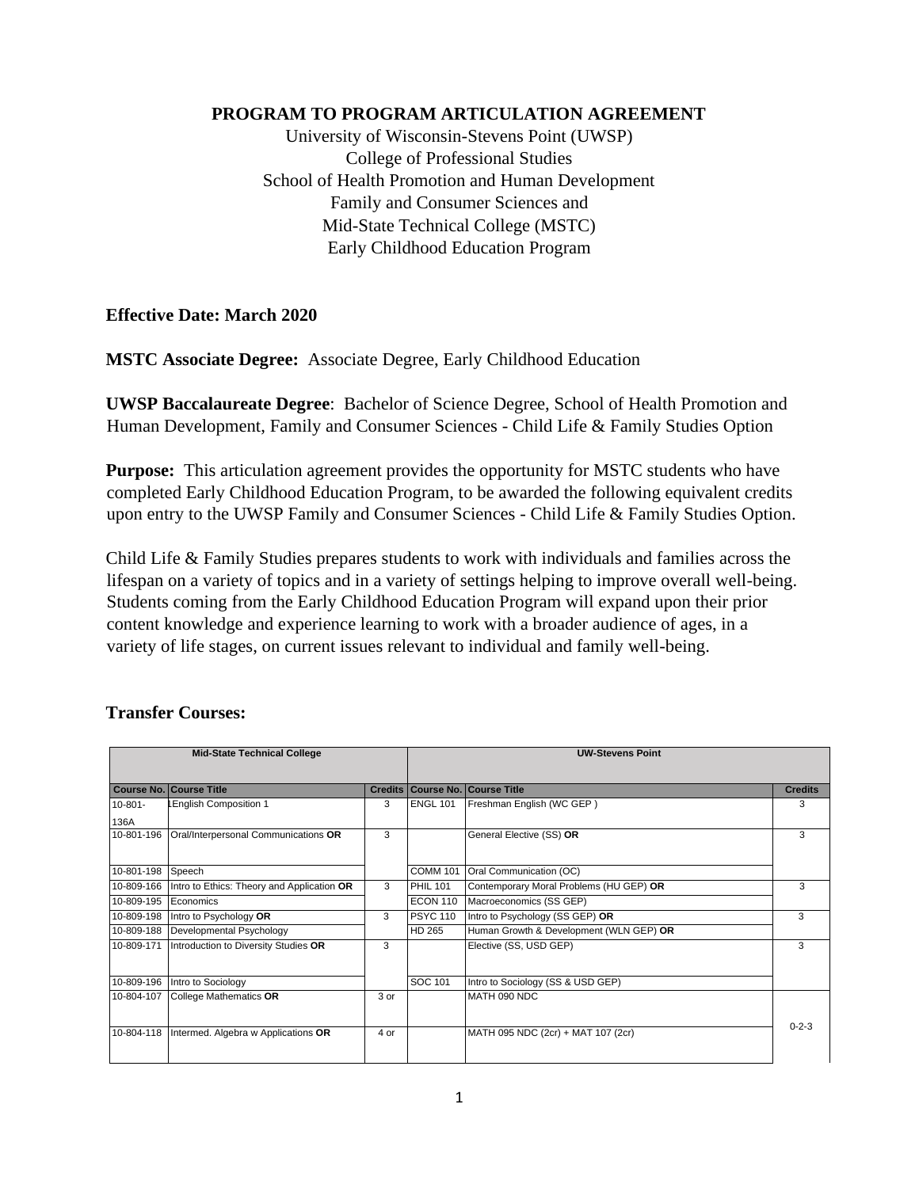**PROGRAM TO PROGRAM ARTICULATION AGREEMENT**

University of Wisconsin-Stevens Point (UWSP)
College of Professional Studies
School of Health Promotion and Human Development
Family and Consumer Sciences and
Mid-State Technical College (MSTC)
Early Childhood Education Program

**Effective Date: March 2020**

**MSTC Associate Degree:** Associate Degree, Early Childhood Education

**UWSP Baccalaureate Degree**: Bachelor of Science Degree, School of Health Promotion and Human Development, Family and Consumer Sciences - Child Life & Family Studies Option

**Purpose:** This articulation agreement provides the opportunity for MSTC students who have completed Early Childhood Education Program, to be awarded the following equivalent credits upon entry to the UWSP Family and Consumer Sciences - Child Life & Family Studies Option.

Child Life & Family Studies prepares students to work with individuals and families across the lifespan on a variety of topics and in a variety of settings helping to improve overall well-being. Students coming from the Early Childhood Education Program will expand upon their prior content knowledge and experience learning to work with a broader audience of ages, in a variety of life stages, on current issues relevant to individual and family well-being.

**Transfer Courses:**

| Mid-State Technical College | | | UW-Stevens Point | | |
|---|---|---|---|---|---|
| **Course No.** | **Course Title** | **Credits** | **Course No.** | **Course Title** | **Credits** |
| 10-801-136A | English Composition 1 | 3 | ENGL 101 | Freshman English (WC GEP ) | 3 |
| 10-801-196 | Oral/Interpersonal Communications **OR** | 3 | | General Elective (SS) **OR** | 3 |
| 10-801-198 | Speech | | COMM 101 | Oral Communication (OC) | |
| 10-809-166 | Intro to Ethics: Theory and Application **OR** | 3 | PHIL 101 | Contemporary Moral Problems (HU GEP) **OR** | 3 |
| 10-809-195 | Economics | | ECON 110 | Macroeconomics (SS GEP) | |
| 10-809-198 | Intro to Psychology **OR** | 3 | PSYC 110 | Intro to Psychology (SS GEP) **OR** | 3 |
| 10-809-188 | Developmental Psychology | | HD 265 | Human Growth & Development (WLN GEP) **OR** | |
| 10-809-171 | Introduction to Diversity Studies **OR** | 3 | | Elective (SS, USD GEP) | 3 |
| 10-809-196 | Intro to Sociology | | SOC 101 | Intro to Sociology (SS & USD GEP) | |
| 10-804-107 | College Mathematics **OR** | 3 or | | MATH 090 NDC | 0-2-3 |
| 10-804-118 | Intermed. Algebra w Applications **OR** | 4 or | | MATH 095 NDC (2cr) + MAT 107 (2cr) | |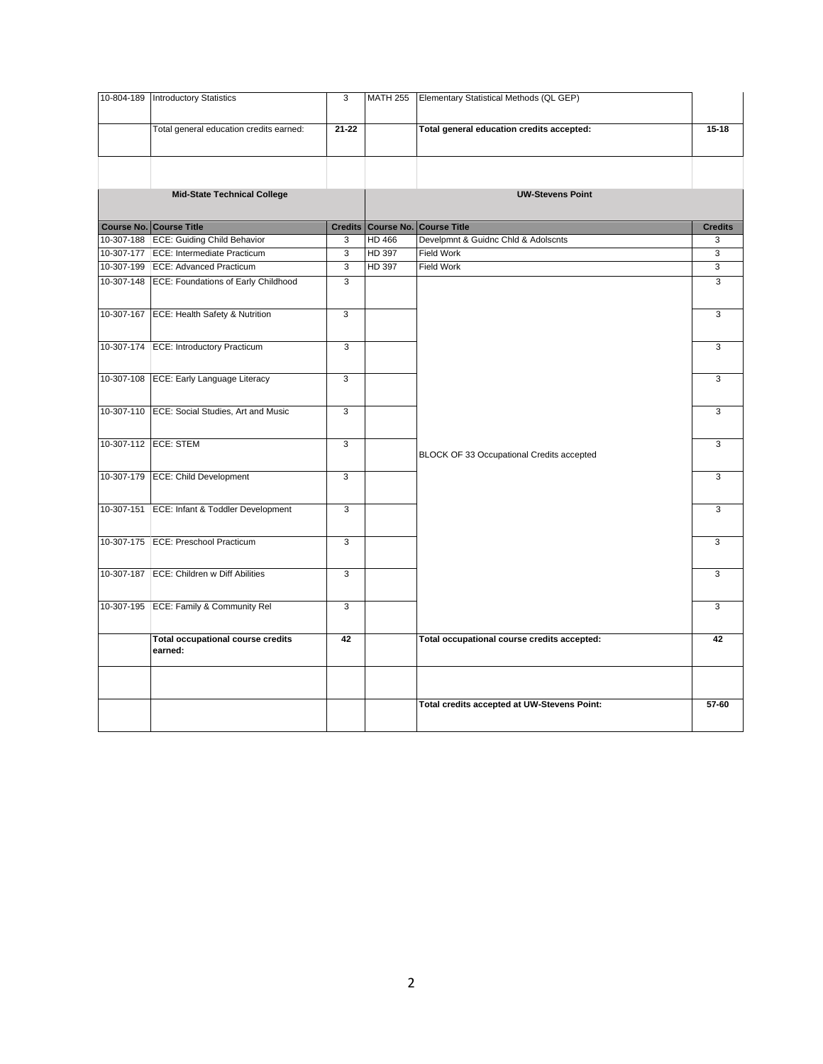| | | | | | |
|---|---|---|---|---|---|
| 10-804-189 | Introductory Statistics | 3 | MATH 255 | Elementary Statistical Methods (QL GEP) | |
| | Total general education credits earned: | **21-22** | | **Total general education credits accepted:** | **15-18** |
| | | | | | |
| **Mid-State Technical College** | | | **UW-Stevens Point** | | |
| **Course No.** | **Course Title** | **Credits** | **Course No.** | **Course Title** | **Credits** |
| 10-307-188 | ECE: Guiding Child Behavior | 3 | HD 466 | Develpmnt & Guidnc Chld & Adolscnts | 3 |
| 10-307-177 | ECE: Intermediate Practicum | 3 | HD 397 | Field Work | 3 |
| 10-307-199 | ECE: Advanced Practicum | 3 | HD 397 | Field Work | 3 |
| 10-307-148 | ECE: Foundations of Early Childhood | 3 | | | 3 |
| 10-307-167 | ECE: Health Safety & Nutrition | 3 | | | 3 |
| 10-307-174 | ECE: Introductory Practicum | 3 | | | 3 |
| 10-307-108 | ECE: Early Language Literacy | 3 | | | 3 |
| 10-307-110 | ECE: Social Studies, Art and Music | 3 | | | 3 |
| 10-307-112 | ECE: STEM | 3 | | BLOCK OF 33 Occupational Credits accepted | 3 |
| 10-307-179 | ECE: Child Development | 3 | | | 3 |
| 10-307-151 | ECE: Infant & Toddler Development | 3 | | | 3 |
| 10-307-175 | ECE: Preschool Practicum | 3 | | | 3 |
| 10-307-187 | ECE: Children w Diff Abilities | 3 | | | 3 |
| 10-307-195 | ECE: Family & Community Rel | 3 | | | 3 |
| | **Total occupational course credits earned:** | **42** | | **Total occupational course credits accepted:** | **42** |
| | | | | | |
| | | | | **Total credits accepted at UW-Stevens Point:** | **57-60** |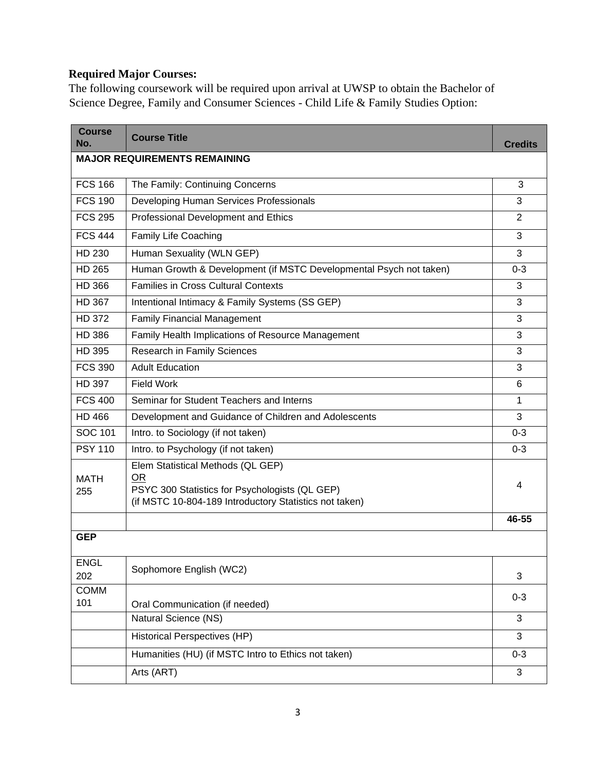**Required Major Courses:**

The following coursework will be required upon arrival at UWSP to obtain the Bachelor of Science Degree, Family and Consumer Sciences - Child Life & Family Studies Option:

| Course No. | Course Title | Credits |
|---|---|---|
| **MAJOR REQUIREMENTS REMAINING** | | |
| FCS 166 | The Family: Continuing Concerns | 3 |
| FCS 190 | Developing Human Services Professionals | 3 |
| FCS 295 | Professional Development and Ethics | 2 |
| FCS 444 | Family Life Coaching | 3 |
| HD 230 | Human Sexuality (WLN GEP) | 3 |
| HD 265 | Human Growth & Development (if MSTC Developmental Psych not taken) | 0-3 |
| HD 366 | Families in Cross Cultural Contexts | 3 |
| HD 367 | Intentional Intimacy & Family Systems (SS GEP) | 3 |
| HD 372 | Family Financial Management | 3 |
| HD 386 | Family Health Implications of Resource Management | 3 |
| HD 395 | Research in Family Sciences | 3 |
| FCS 390 | Adult Education | 3 |
| HD 397 | Field Work | 6 |
| FCS 400 | Seminar for Student Teachers and Interns | 1 |
| HD 466 | Development and Guidance of Children and Adolescents | 3 |
| SOC 101 | Intro. to Sociology (if not taken) | 0-3 |
| PSY 110 | Intro. to Psychology (if not taken) | 0-3 |
| MATH 255 | Elem Statistical Methods (QL GEP)<br>OR<br>PSYC 300 Statistics for Psychologists (QL GEP)<br>(if MSTC 10-804-189 Introductory Statistics not taken) | 4 |
| | | **46-55** |
| **GEP** | | |
| ENGL 202 | Sophomore English (WC2) | 3 |
| COMM 101 | Oral Communication (if needed) | 0-3 |
| | Natural Science (NS) | 3 |
| | Historical Perspectives (HP) | 3 |
| | Humanities (HU) (if MSTC Intro to Ethics not taken) | 0-3 |
| | Arts (ART) | 3 |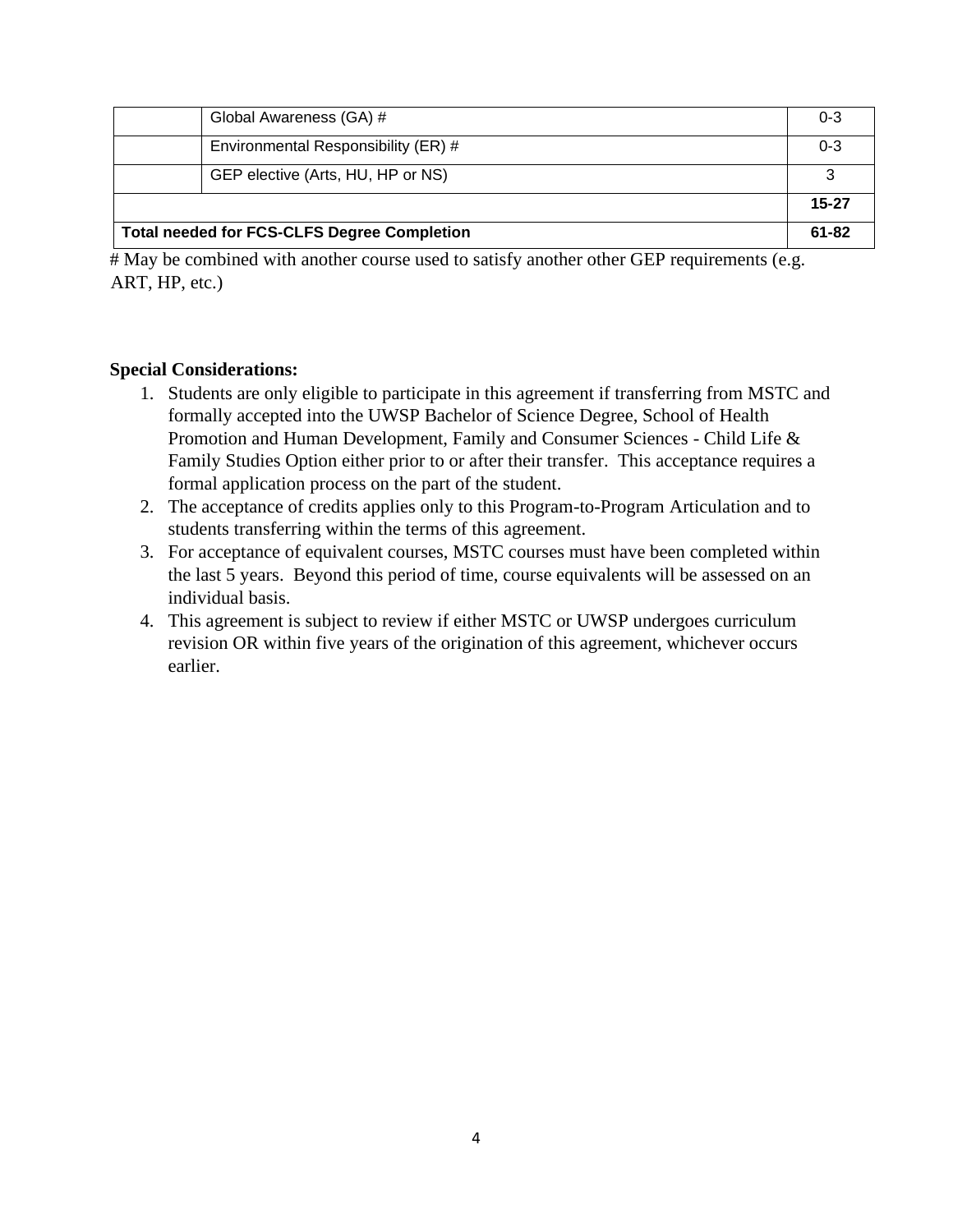| | | |
|---|---|---|
| | Global Awareness (GA) # | 0-3 |
| | Environmental Responsibility (ER) # | 0-3 |
| | GEP elective (Arts, HU, HP or NS) | 3 |
| | | **15-27** |
| **Total needed for FCS-CLFS Degree Completion** | | **61-82** |

# May be combined with another course used to satisfy another other GEP requirements (e.g. ART, HP, etc.)

**Special Considerations:**

1. Students are only eligible to participate in this agreement if transferring from MSTC and formally accepted into the UWSP Bachelor of Science Degree, School of Health Promotion and Human Development, Family and Consumer Sciences - Child Life & Family Studies Option either prior to or after their transfer. This acceptance requires a formal application process on the part of the student.
2. The acceptance of credits applies only to this Program-to-Program Articulation and to students transferring within the terms of this agreement.
3. For acceptance of equivalent courses, MSTC courses must have been completed within the last 5 years. Beyond this period of time, course equivalents will be assessed on an individual basis.
4. This agreement is subject to review if either MSTC or UWSP undergoes curriculum revision OR within five years of the origination of this agreement, whichever occurs earlier.